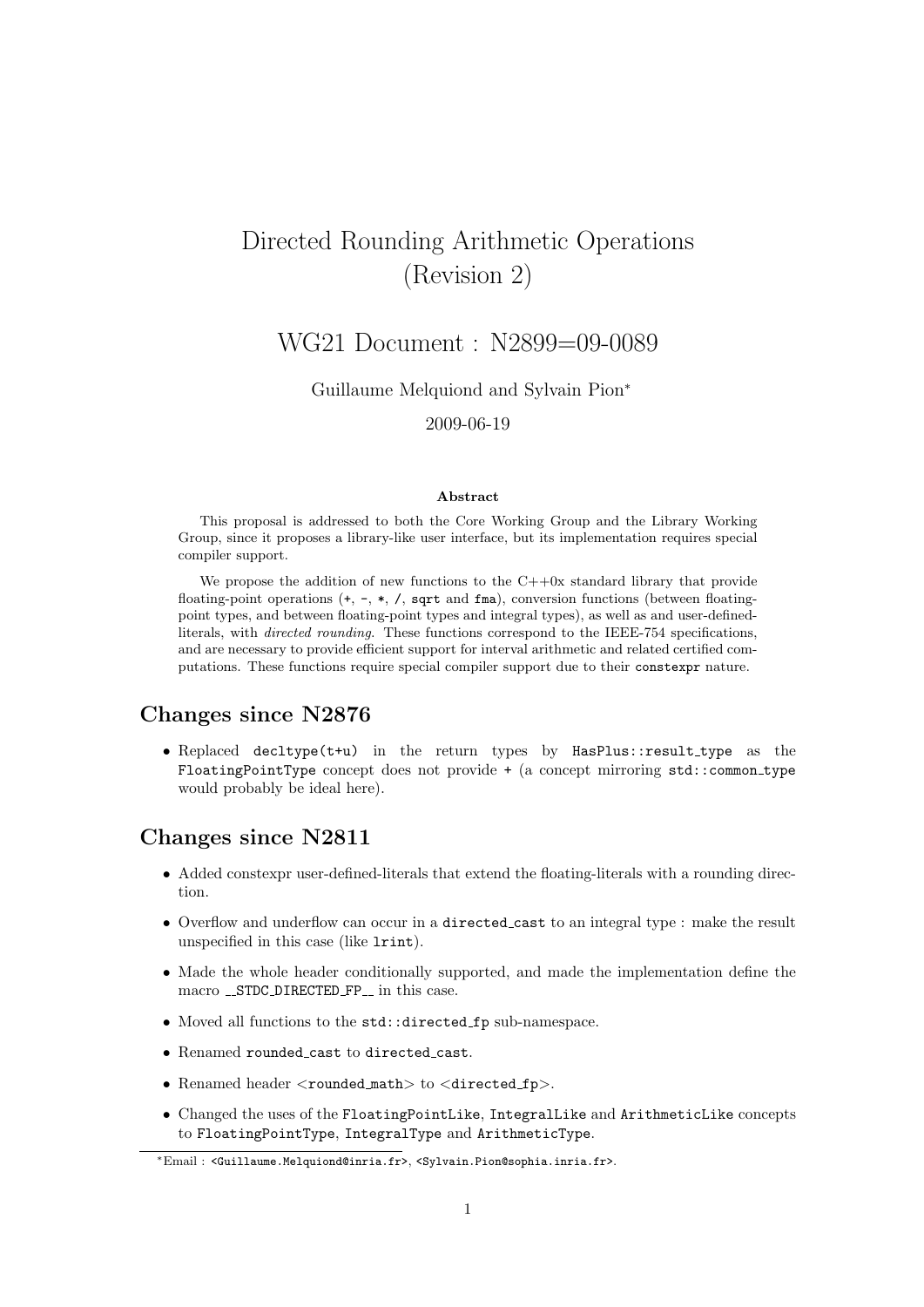# Directed Rounding Arithmetic Operations (Revision 2)

## WG21 Document : N2899=09-0089

Guillaume Melquiond and Sylvain Pion[*]

2009-06-19

**Abstract**

This proposal is addressed to both the Core Working Group and the Library Working Group, since it proposes a library-like user interface, but its implementation requires special compiler support.

We propose the addition of new functions to the C++0x standard library that provide floating-point operations (`+`, `-`, `*`, `/`, `sqrt` and `fma`), conversion functions (between floating-point types, and between floating-point types and integral types), as well as and user-defined-literals, with *directed rounding*. These functions correspond to the IEEE-754 specifications, and are necessary to provide efficient support for interval arithmetic and related certified computations. These functions require special compiler support due to their `constexpr` nature.

## Changes since N2876

- Replaced `decltype(t+u)` in the return types by `HasPlus::result_type` as the `FloatingPointType` concept does not provide `+` (a concept mirroring `std::common_type` would probably be ideal here).

## Changes since N2811

- Added constexpr user-defined-literals that extend the floating-literals with a rounding direction.
- Overflow and underflow can occur in a `directed_cast` to an integral type : make the result unspecified in this case (like `lrint`).
- Made the whole header conditionally supported, and made the implementation define the macro `__STDC_DIRECTED_FP__` in this case.
- Moved all functions to the `std::directed_fp` sub-namespace.
- Renamed `rounded_cast` to `directed_cast`.
- Renamed header `<rounded_math>` to `<directed_fp>`.
- Changed the uses of the `FloatingPointLike`, `IntegralLike` and `ArithmeticLike` concepts to `FloatingPointType`, `IntegralType` and `ArithmeticType`.

---

[*] Email : `<Guillaume.Melquiond@inria.fr>`, `<Sylvain.Pion@sophia.inria.fr>`.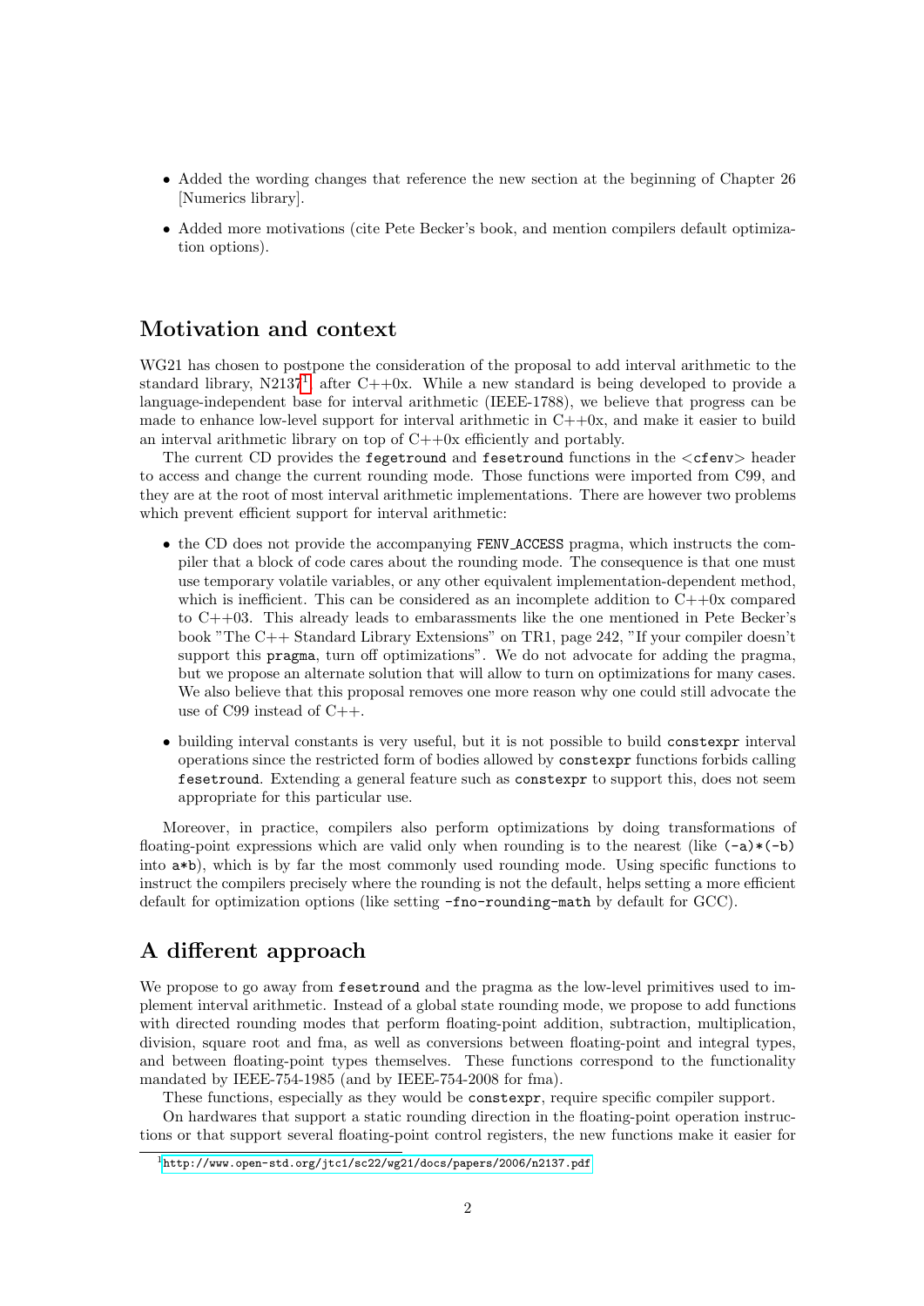- Added the wording changes that reference the new section at the beginning of Chapter 26 [Numerics library].
- Added more motivations (cite Pete Becker's book, and mention compilers default optimization options).

## Motivation and context

WG21 has chosen to postpone the consideration of the proposal to add interval arithmetic to the standard library, N2137[1] after C++0x. While a new standard is being developed to provide a language-independent base for interval arithmetic (IEEE-1788), we believe that progress can be made to enhance low-level support for interval arithmetic in C++0x, and make it easier to build an interval arithmetic library on top of C++0x efficiently and portably.

The current CD provides the `fegetround` and `fesetround` functions in the `<cfenv>` header to access and change the current rounding mode. Those functions were imported from C99, and they are at the root of most interval arithmetic implementations. There are however two problems which prevent efficient support for interval arithmetic:

- the CD does not provide the accompanying `FENV_ACCESS` pragma, which instructs the compiler that a block of code cares about the rounding mode. The consequence is that one must use temporary volatile variables, or any other equivalent implementation-dependent method, which is inefficient. This can be considered as an incomplete addition to C++0x compared to C++03. This already leads to embarassments like the one mentioned in Pete Becker's book "The C++ Standard Library Extensions" on TR1, page 242, "If your compiler doesn't support this `pragma`, turn off optimizations". We do not advocate for adding the pragma, but we propose an alternate solution that will allow to turn on optimizations for many cases. We also believe that this proposal removes one more reason why one could still advocate the use of C99 instead of C++.
- building interval constants is very useful, but it is not possible to build `constexpr` interval operations since the restricted form of bodies allowed by `constexpr` functions forbids calling `fesetround`. Extending a general feature such as `constexpr` to support this, does not seem appropriate for this particular use.

Moreover, in practice, compilers also perform optimizations by doing transformations of floating-point expressions which are valid only when rounding is to the nearest (like `(-a)*(-b)` into `a*b`), which is by far the most commonly used rounding mode. Using specific functions to instruct the compilers precisely where the rounding is not the default, helps setting a more efficient default for optimization options (like setting `-fno-rounding-math` by default for GCC).

## A different approach

We propose to go away from `fesetround` and the pragma as the low-level primitives used to implement interval arithmetic. Instead of a global state rounding mode, we propose to add functions with directed rounding modes that perform floating-point addition, subtraction, multiplication, division, square root and fma, as well as conversions between floating-point and integral types, and between floating-point types themselves. These functions correspond to the functionality mandated by IEEE-754-1985 (and by IEEE-754-2008 for fma).

These functions, especially as they would be `constexpr`, require specific compiler support.

On hardwares that support a static rounding direction in the floating-point operation instructions or that support several floating-point control registers, the new functions make it easier for

[1] http://www.open-std.org/jtc1/sc22/wg21/docs/papers/2006/n2137.pdf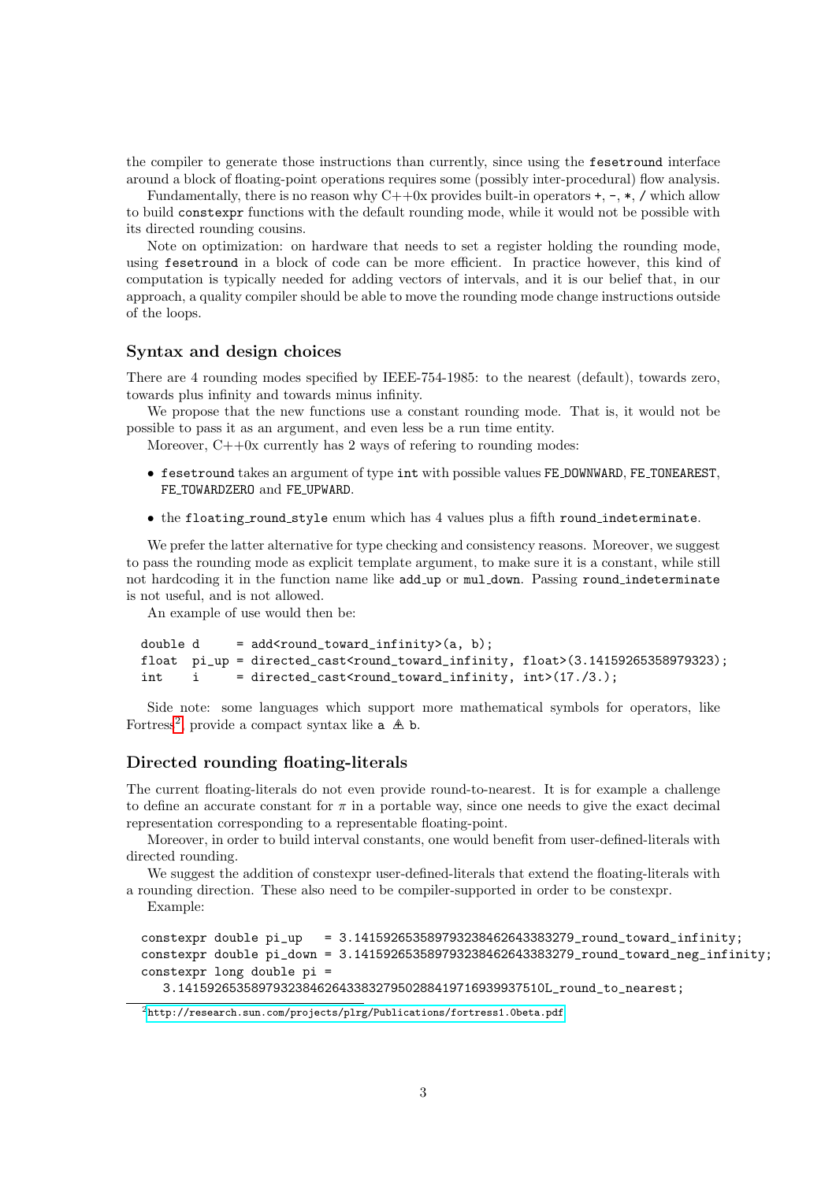the compiler to generate those instructions than currently, since using the `fesetround` interface around a block of floating-point operations requires some (possibly inter-procedural) flow analysis.

Fundamentally, there is no reason why C++0x provides built-in operators `+`, `-`, `*`, `/` which allow to build `constexpr` functions with the default rounding mode, while it would not be possible with its directed rounding cousins.

Note on optimization: on hardware that needs to set a register holding the rounding mode, using `fesetround` in a block of code can be more efficient. In practice however, this kind of computation is typically needed for adding vectors of intervals, and it is our belief that, in our approach, a quality compiler should be able to move the rounding mode change instructions outside of the loops.

## Syntax and design choices

There are 4 rounding modes specified by IEEE-754-1985: to the nearest (default), towards zero, towards plus infinity and towards minus infinity.

We propose that the new functions use a constant rounding mode. That is, it would not be possible to pass it as an argument, and even less be a run time entity.

Moreover, C++0x currently has 2 ways of refering to rounding modes:

- `fesetround` takes an argument of type `int` with possible values FE_DOWNWARD, FE_TONEAREST, FE_TOWARDZERO and FE_UPWARD.
- the `floating_round_style` enum which has 4 values plus a fifth `round_indeterminate`.

We prefer the latter alternative for type checking and consistency reasons. Moreover, we suggest to pass the rounding mode as explicit template argument, to make sure it is a constant, while still not hardcoding it in the function name like add_up or mul_down. Passing `round_indeterminate` is not useful, and is not allowed.

An example of use would then be:

```
double d     = add<round_toward_infinity>(a, b);
float  pi_up = directed_cast<round_toward_infinity, float>(3.14159265358979323);
int    i     = directed_cast<round_toward_infinity, int>(17./3.);
```

Side note: some languages which support more mathematical symbols for operators, like Fortress[2] provide a compact syntax like `a` $\triangle\!\!\!\!+$ `b`.

## Directed rounding floating-literals

The current floating-literals do not even provide round-to-nearest. It is for example a challenge to define an accurate constant for $\pi$ in a portable way, since one needs to give the exact decimal representation corresponding to a representable floating-point.

Moreover, in order to build interval constants, one would benefit from user-defined-literals with directed rounding.

We suggest the addition of constexpr user-defined-literals that extend the floating-literals with a rounding direction. These also need to be compiler-supported in order to be constexpr.

Example:

```
constexpr double pi_up   = 3.14159265358979323846264338327 9_round_toward_infinity;
constexpr double pi_down = 3.14159265358979323846264338327 9_round_toward_neg_infinity;
constexpr long double pi =
    3.14159265358979323846264338327950288419716939937510L_round_to_nearest;
```

[2] http://research.sun.com/projects/plrg/Publications/fortress1.0beta.pdf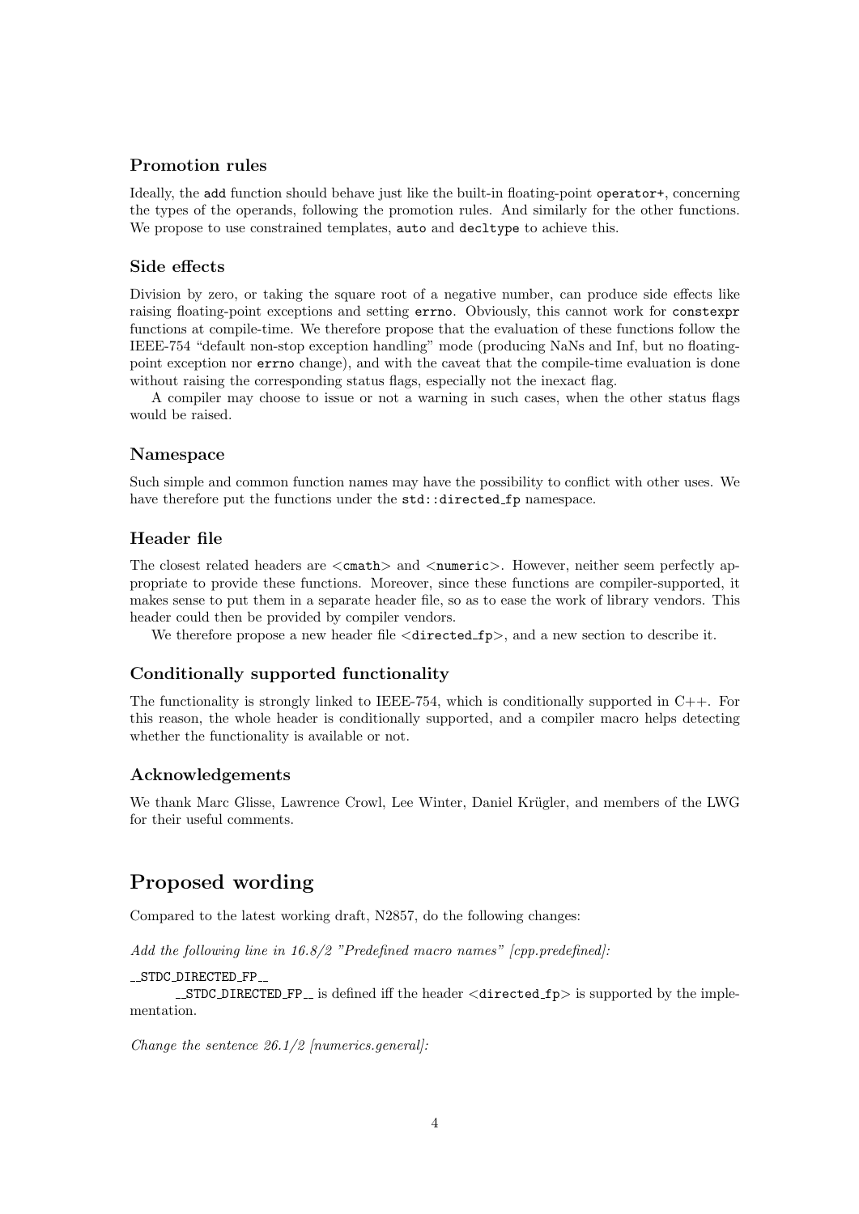### Promotion rules

Ideally, the `add` function should behave just like the built-in floating-point `operator+`, concerning the types of the operands, following the promotion rules. And similarly for the other functions. We propose to use constrained templates, `auto` and `decltype` to achieve this.

### Side effects

Division by zero, or taking the square root of a negative number, can produce side effects like raising floating-point exceptions and setting `errno`. Obviously, this cannot work for `constexpr` functions at compile-time. We therefore propose that the evaluation of these functions follow the IEEE-754 "default non-stop exception handling" mode (producing NaNs and Inf, but no floating-point exception nor `errno` change), and with the caveat that the compile-time evaluation is done without raising the corresponding status flags, especially not the inexact flag.

A compiler may choose to issue or not a warning in such cases, when the other status flags would be raised.

### Namespace

Such simple and common function names may have the possibility to conflict with other uses. We have therefore put the functions under the `std::directed_fp` namespace.

### Header file

The closest related headers are <`cmath`> and <`numeric`>. However, neither seem perfectly appropriate to provide these functions. Moreover, since these functions are compiler-supported, it makes sense to put them in a separate header file, so as to ease the work of library vendors. This header could then be provided by compiler vendors.

We therefore propose a new header file <`directed_fp`>, and a new section to describe it.

### Conditionally supported functionality

The functionality is strongly linked to IEEE-754, which is conditionally supported in C++. For this reason, the whole header is conditionally supported, and a compiler macro helps detecting whether the functionality is available or not.

### Acknowledgements

We thank Marc Glisse, Lawrence Crowl, Lee Winter, Daniel Krügler, and members of the LWG for their useful comments.

## Proposed wording

Compared to the latest working draft, N2857, do the following changes:

*Add the following line in 16.8/2 "Predefined macro names" [cpp.predefined]:*

`__STDC_DIRECTED_FP__`

`__STDC_DIRECTED_FP__` is defined iff the header <`directed_fp`> is supported by the implementation.

*Change the sentence 26.1/2 [numerics.general]:*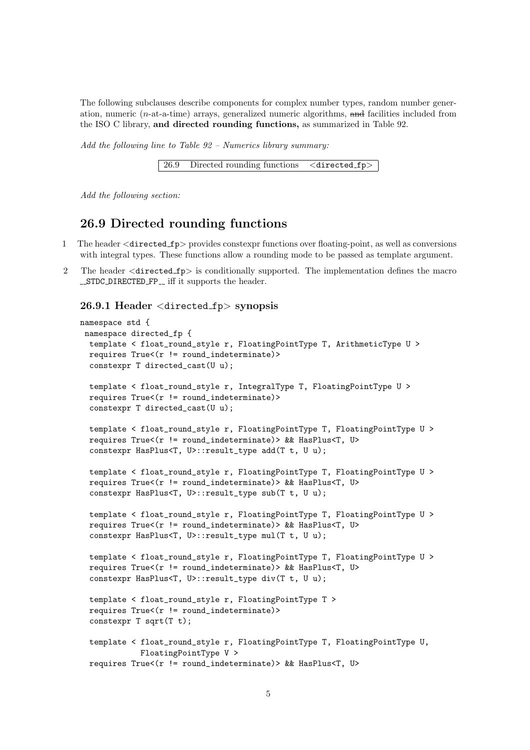The following subclauses describe components for complex number types, random number generation, numeric (*n*-at-a-time) arrays, generalized numeric algorithms, ~~and~~ facilities included from the ISO C library, **and directed rounding functions,** as summarized in Table 92.

*Add the following line to Table 92 – Numerics library summary:*

| 26.9 | Directed rounding functions | `<directed_fp>` |
|---|---|---|

*Add the following section:*

## 26.9 Directed rounding functions

1 The header `<directed_fp>` provides constexpr functions over floating-point, as well as conversions with integral types. These functions allow a rounding mode to be passed as template argument.

2 The header `<directed_fp>` is conditionally supported. The implementation defines the macro `__STDC_DIRECTED_FP__` iff it supports the header.

### 26.9.1 Header <directed_fp> synopsis

```
namespace std {
 namespace directed_fp {
  template < float_round_style r, FloatingPointType T, ArithmeticType U >
  requires True<(r != round_indeterminate)>
  constexpr T directed_cast(U u);

  template < float_round_style r, IntegralType T, FloatingPointType U >
  requires True<(r != round_indeterminate)>
  constexpr T directed_cast(U u);

  template < float_round_style r, FloatingPointType T, FloatingPointType U >
  requires True<(r != round_indeterminate)> && HasPlus<T, U>
  constexpr HasPlus<T, U>::result_type add(T t, U u);

  template < float_round_style r, FloatingPointType T, FloatingPointType U >
  requires True<(r != round_indeterminate)> && HasPlus<T, U>
  constexpr HasPlus<T, U>::result_type sub(T t, U u);

  template < float_round_style r, FloatingPointType T, FloatingPointType U >
  requires True<(r != round_indeterminate)> && HasPlus<T, U>
  constexpr HasPlus<T, U>::result_type mul(T t, U u);

  template < float_round_style r, FloatingPointType T, FloatingPointType U >
  requires True<(r != round_indeterminate)> && HasPlus<T, U>
  constexpr HasPlus<T, U>::result_type div(T t, U u);

  template < float_round_style r, FloatingPointType T >
  requires True<(r != round_indeterminate)>
  constexpr T sqrt(T t);

  template < float_round_style r, FloatingPointType T, FloatingPointType U,
             FloatingPointType V >
  requires True<(r != round_indeterminate)> && HasPlus<T, U>
```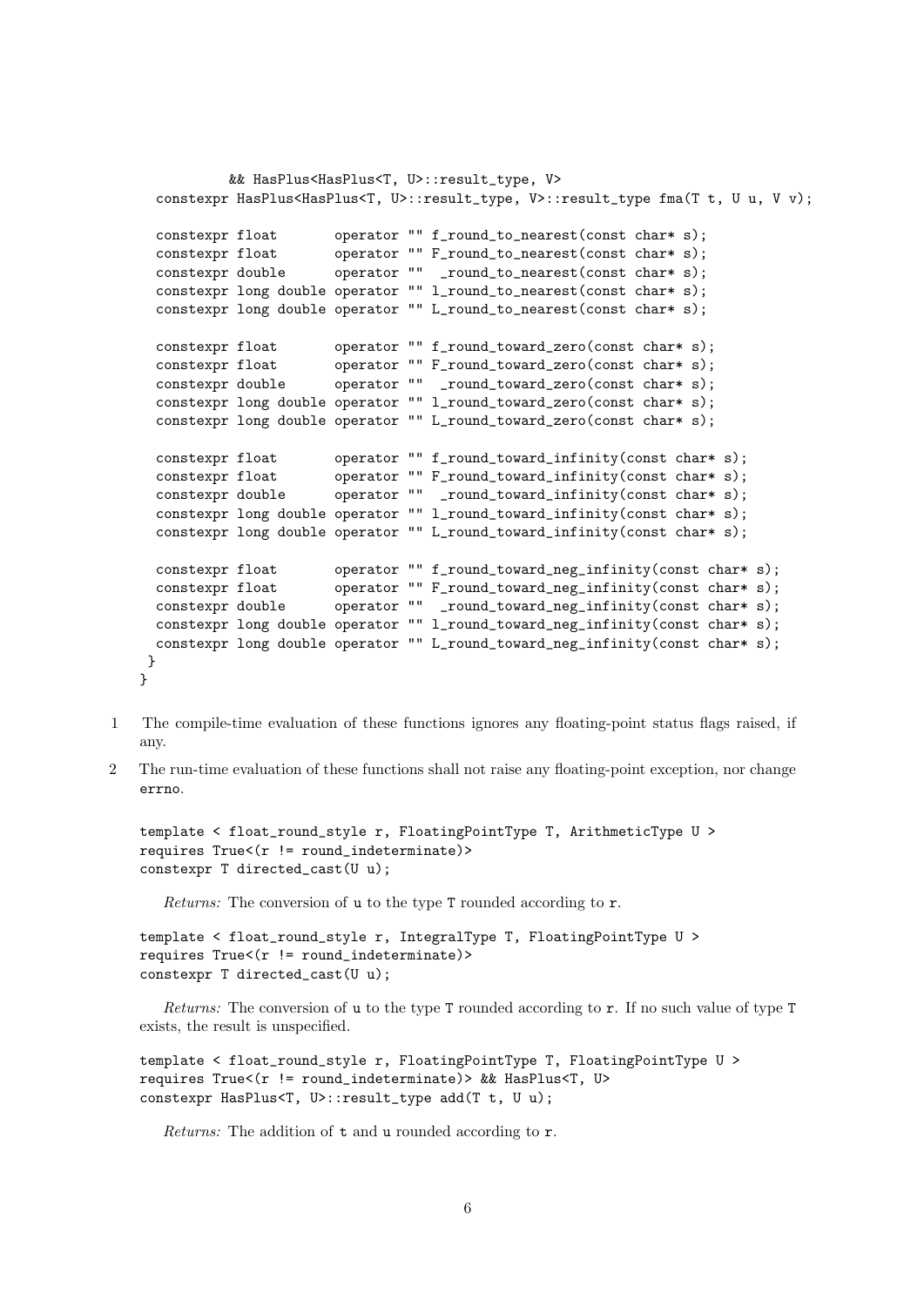```
          && HasPlus<HasPlus<T, U>::result_type, V>
  constexpr HasPlus<HasPlus<T, U>::result_type, V>::result_type fma(T t, U u, V v);

  constexpr float       operator "" f_round_to_nearest(const char* s);
  constexpr float       operator "" F_round_to_nearest(const char* s);
  constexpr double      operator ""  _round_to_nearest(const char* s);
  constexpr long double operator "" l_round_to_nearest(const char* s);
  constexpr long double operator "" L_round_to_nearest(const char* s);

  constexpr float       operator "" f_round_toward_zero(const char* s);
  constexpr float       operator "" F_round_toward_zero(const char* s);
  constexpr double      operator ""  _round_toward_zero(const char* s);
  constexpr long double operator "" l_round_toward_zero(const char* s);
  constexpr long double operator "" L_round_toward_zero(const char* s);

  constexpr float       operator "" f_round_toward_infinity(const char* s);
  constexpr float       operator "" F_round_toward_infinity(const char* s);
  constexpr double      operator ""  _round_toward_infinity(const char* s);
  constexpr long double operator "" l_round_toward_infinity(const char* s);
  constexpr long double operator "" L_round_toward_infinity(const char* s);

  constexpr float       operator "" f_round_toward_neg_infinity(const char* s);
  constexpr float       operator "" F_round_toward_neg_infinity(const char* s);
  constexpr double      operator ""  _round_toward_neg_infinity(const char* s);
  constexpr long double operator "" l_round_toward_neg_infinity(const char* s);
  constexpr long double operator "" L_round_toward_neg_infinity(const char* s);
 }
}
```

1 The compile-time evaluation of these functions ignores any floating-point status flags raised, if any.

2 The run-time evaluation of these functions shall not raise any floating-point exception, nor change `errno`.

```
template < float_round_style r, FloatingPointType T, ArithmeticType U >
requires True<(r != round_indeterminate)>
constexpr T directed_cast(U u);
```

*Returns:* The conversion of `u` to the type `T` rounded according to `r`.

```
template < float_round_style r, IntegralType T, FloatingPointType U >
requires True<(r != round_indeterminate)>
constexpr T directed_cast(U u);
```

*Returns:* The conversion of `u` to the type `T` rounded according to `r`. If no such value of type `T` exists, the result is unspecified.

```
template < float_round_style r, FloatingPointType T, FloatingPointType U >
requires True<(r != round_indeterminate)> && HasPlus<T, U>
constexpr HasPlus<T, U>::result_type add(T t, U u);
```

*Returns:* The addition of `t` and `u` rounded according to `r`.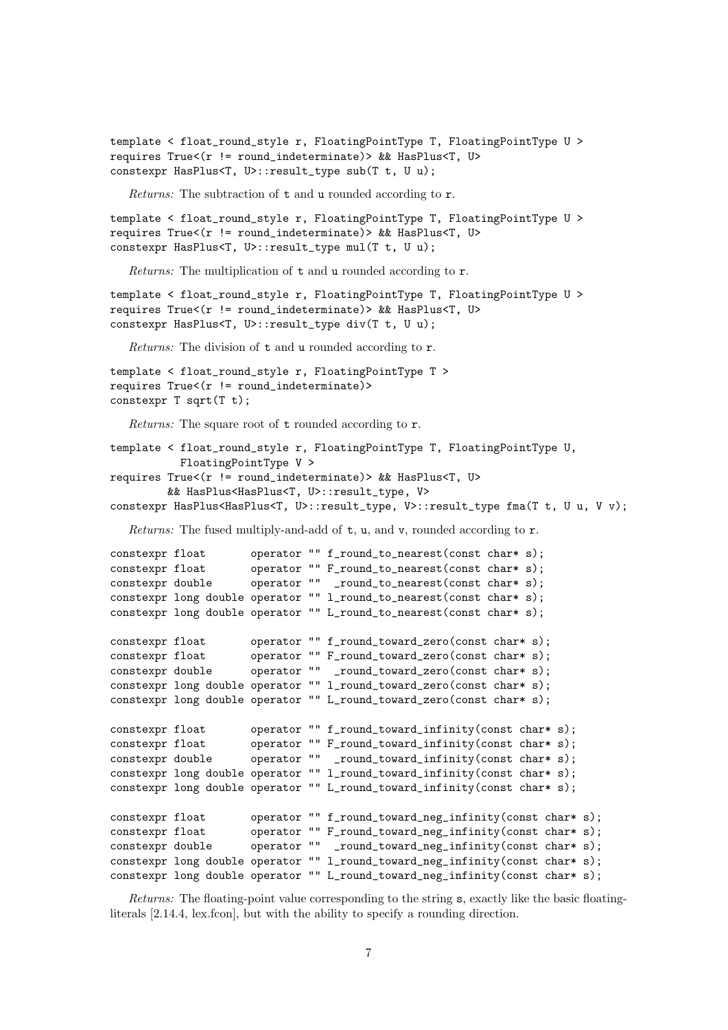```
template < float_round_style r, FloatingPointType T, FloatingPointType U >
requires True<(r != round_indeterminate)> && HasPlus<T, U>
constexpr HasPlus<T, U>::result_type sub(T t, U u);
```

*Returns:* The subtraction of t and u rounded according to r.

```
template < float_round_style r, FloatingPointType T, FloatingPointType U >
requires True<(r != round_indeterminate)> && HasPlus<T, U>
constexpr HasPlus<T, U>::result_type mul(T t, U u);
```

*Returns:* The multiplication of t and u rounded according to r.

```
template < float_round_style r, FloatingPointType T, FloatingPointType U >
requires True<(r != round_indeterminate)> && HasPlus<T, U>
constexpr HasPlus<T, U>::result_type div(T t, U u);
```

*Returns:* The division of t and u rounded according to r.

```
template < float_round_style r, FloatingPointType T >
requires True<(r != round_indeterminate)>
constexpr T sqrt(T t);
```

*Returns:* The square root of t rounded according to r.

```
template < float_round_style r, FloatingPointType T, FloatingPointType U,
          FloatingPointType V >
requires True<(r != round_indeterminate)> && HasPlus<T, U>
        && HasPlus<HasPlus<T, U>::result_type, V>
constexpr HasPlus<HasPlus<T, U>::result_type, V>::result_type fma(T t, U u, V v);
```

*Returns:* The fused multiply-and-add of t, u, and v, rounded according to r.

```
constexpr float       operator "" f_round_to_nearest(const char* s);
constexpr float       operator "" F_round_to_nearest(const char* s);
constexpr double      operator ""  _round_to_nearest(const char* s);
constexpr long double operator "" l_round_to_nearest(const char* s);
constexpr long double operator "" L_round_to_nearest(const char* s);

constexpr float       operator "" f_round_toward_zero(const char* s);
constexpr float       operator "" F_round_toward_zero(const char* s);
constexpr double      operator ""  _round_toward_zero(const char* s);
constexpr long double operator "" l_round_toward_zero(const char* s);
constexpr long double operator "" L_round_toward_zero(const char* s);

constexpr float       operator "" f_round_toward_infinity(const char* s);
constexpr float       operator "" F_round_toward_infinity(const char* s);
constexpr double      operator ""  _round_toward_infinity(const char* s);
constexpr long double operator "" l_round_toward_infinity(const char* s);
constexpr long double operator "" L_round_toward_infinity(const char* s);

constexpr float       operator "" f_round_toward_neg_infinity(const char* s);
constexpr float       operator "" F_round_toward_neg_infinity(const char* s);
constexpr double      operator ""  _round_toward_neg_infinity(const char* s);
constexpr long double operator "" l_round_toward_neg_infinity(const char* s);
constexpr long double operator "" L_round_toward_neg_infinity(const char* s);
```

*Returns:* The floating-point value corresponding to the string s, exactly like the basic floating-literals [2.14.4, lex.fcon], but with the ability to specify a rounding direction.